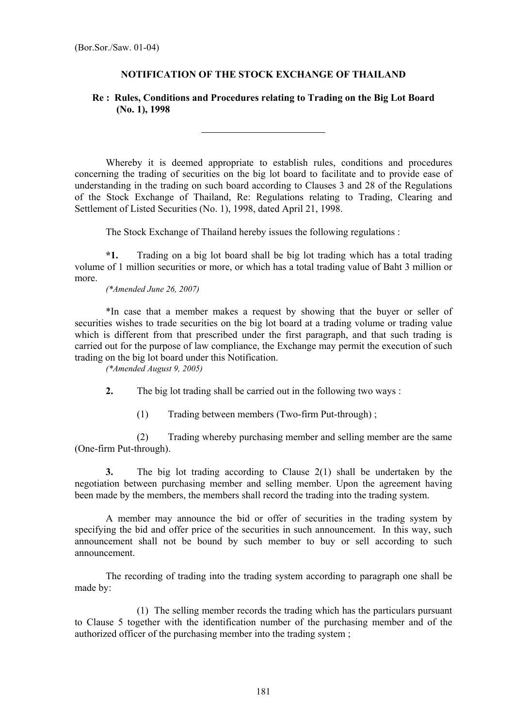(Bor.Sor./Saw. 01-04)

# NOTIFICATION OF THE STOCK EXCHANGE OF THAILAND

## Re : Rules, Conditions and Procedures relating to Trading on the Big Lot Board (No. 1), 1998

---

Whereby it is deemed appropriate to establish rules, conditions and procedures concerning the trading of securities on the big lot board to facilitate and to provide ease of understanding in the trading on such board according to Clauses 3 and 28 of the Regulations of the Stock Exchange of Thailand, Re: Regulations relating to Trading, Clearing and Settlement of Listed Securities (No. 1), 1998, dated April 21, 1998.

The Stock Exchange of Thailand hereby issues the following regulations :

**\*1.** Trading on a big lot board shall be big lot trading which has a total trading volume of 1 million securities or more, or which has a total trading value of Baht 3 million or more.

*(\*Amended June 26, 2007)*

\*In case that a member makes a request by showing that the buyer or seller of securities wishes to trade securities on the big lot board at a trading volume or trading value which is different from that prescribed under the first paragraph, and that such trading is carried out for the purpose of law compliance, the Exchange may permit the execution of such trading on the big lot board under this Notification.

*(\*Amended August 9, 2005)*

**2.** The big lot trading shall be carried out in the following two ways :

(1) Trading between members (Two-firm Put-through) ;

(2) Trading whereby purchasing member and selling member are the same (One-firm Put-through).

**3.** The big lot trading according to Clause 2(1) shall be undertaken by the negotiation between purchasing member and selling member. Upon the agreement having been made by the members, the members shall record the trading into the trading system.

A member may announce the bid or offer of securities in the trading system by specifying the bid and offer price of the securities in such announcement. In this way, such announcement shall not be bound by such member to buy or sell according to such announcement.

The recording of trading into the trading system according to paragraph one shall be made by:

(1) The selling member records the trading which has the particulars pursuant to Clause 5 together with the identification number of the purchasing member and of the authorized officer of the purchasing member into the trading system ;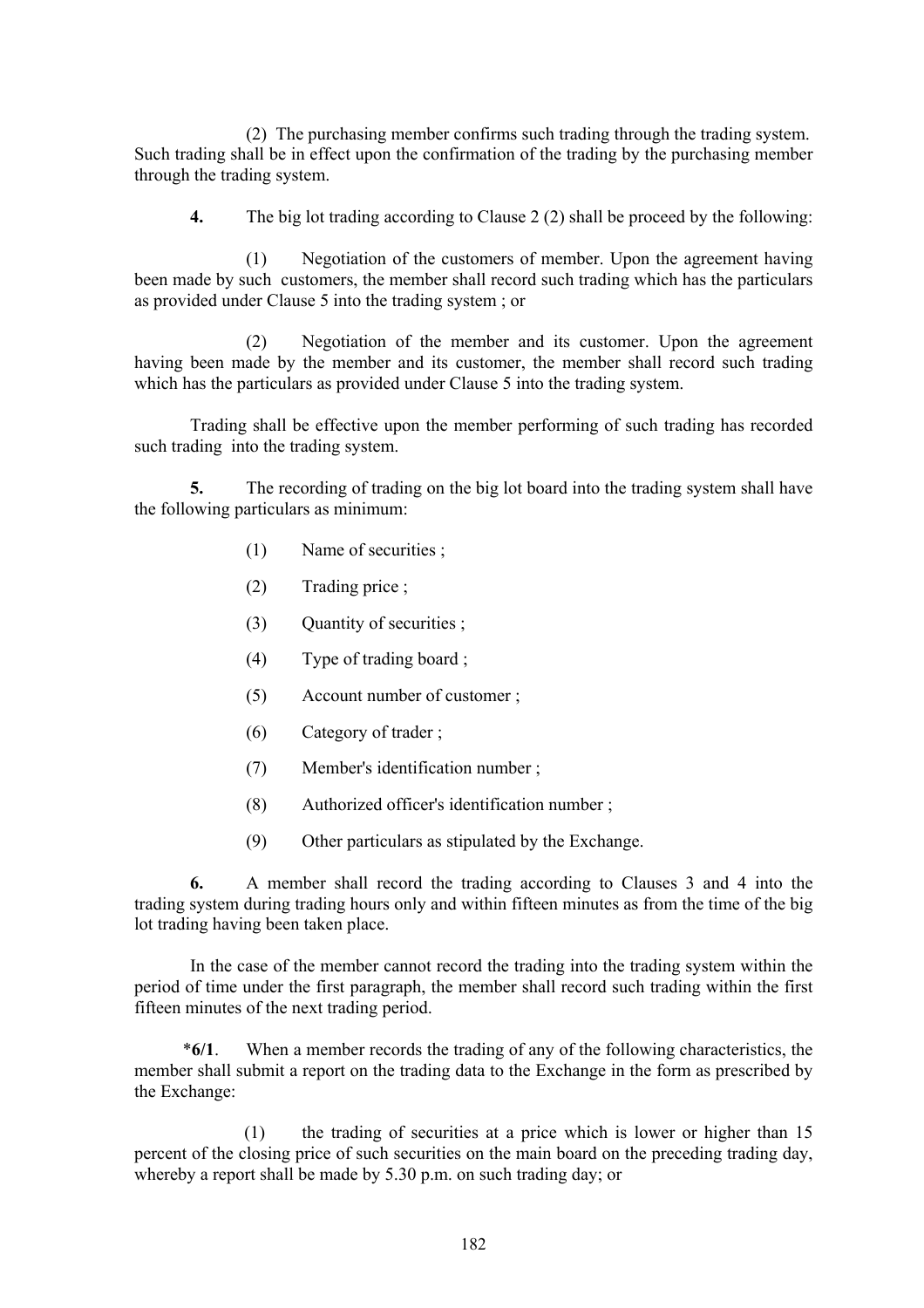(2) The purchasing member confirms such trading through the trading system. Such trading shall be in effect upon the confirmation of the trading by the purchasing member through the trading system.

**4.** The big lot trading according to Clause 2 (2) shall be proceed by the following:

(1) Negotiation of the customers of member. Upon the agreement having been made by such customers, the member shall record such trading which has the particulars as provided under Clause 5 into the trading system ; or

(2) Negotiation of the member and its customer. Upon the agreement having been made by the member and its customer, the member shall record such trading which has the particulars as provided under Clause 5 into the trading system.

Trading shall be effective upon the member performing of such trading has recorded such trading into the trading system.

**5.** The recording of trading on the big lot board into the trading system shall have the following particulars as minimum:

(1) Name of securities ;

(2) Trading price ;

(3) Quantity of securities ;

(4) Type of trading board ;

(5) Account number of customer ;

(6) Category of trader ;

(7) Member's identification number ;

(8) Authorized officer's identification number ;

(9) Other particulars as stipulated by the Exchange.

**6.** A member shall record the trading according to Clauses 3 and 4 into the trading system during trading hours only and within fifteen minutes as from the time of the big lot trading having been taken place.

In the case of the member cannot record the trading into the trading system within the period of time under the first paragraph, the member shall record such trading within the first fifteen minutes of the next trading period.

*__6/1__. When a member records the trading of any of the following characteristics, the member shall submit a report on the trading data to the Exchange in the form as prescribed by the Exchange:

(1) the trading of securities at a price which is lower or higher than 15 percent of the closing price of such securities on the main board on the preceding trading day, whereby a report shall be made by 5.30 p.m. on such trading day; or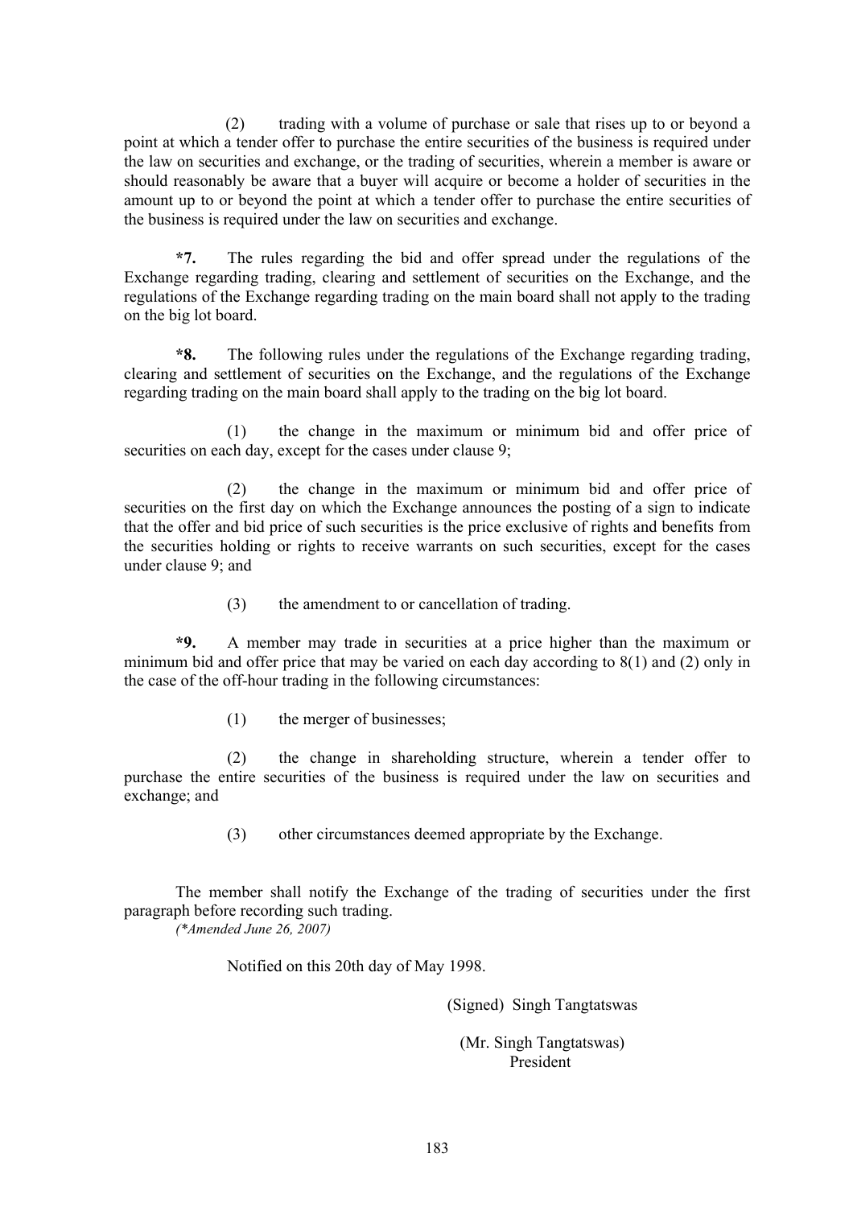(2) trading with a volume of purchase or sale that rises up to or beyond a point at which a tender offer to purchase the entire securities of the business is required under the law on securities and exchange, or the trading of securities, wherein a member is aware or should reasonably be aware that a buyer will acquire or become a holder of securities in the amount up to or beyond the point at which a tender offer to purchase the entire securities of the business is required under the law on securities and exchange.

**\*7.** The rules regarding the bid and offer spread under the regulations of the Exchange regarding trading, clearing and settlement of securities on the Exchange, and the regulations of the Exchange regarding trading on the main board shall not apply to the trading on the big lot board.

**\*8.** The following rules under the regulations of the Exchange regarding trading, clearing and settlement of securities on the Exchange, and the regulations of the Exchange regarding trading on the main board shall apply to the trading on the big lot board.

(1) the change in the maximum or minimum bid and offer price of securities on each day, except for the cases under clause 9;

(2) the change in the maximum or minimum bid and offer price of securities on the first day on which the Exchange announces the posting of a sign to indicate that the offer and bid price of such securities is the price exclusive of rights and benefits from the securities holding or rights to receive warrants on such securities, except for the cases under clause 9; and

(3) the amendment to or cancellation of trading.

**\*9.** A member may trade in securities at a price higher than the maximum or minimum bid and offer price that may be varied on each day according to 8(1) and (2) only in the case of the off-hour trading in the following circumstances:

(1) the merger of businesses;

(2) the change in shareholding structure, wherein a tender offer to purchase the entire securities of the business is required under the law on securities and exchange; and

(3) other circumstances deemed appropriate by the Exchange.

The member shall notify the Exchange of the trading of securities under the first paragraph before recording such trading.

*(\*Amended June 26, 2007)*

Notified on this 20th day of May 1998.

(Signed) Singh Tangtatswas

(Mr. Singh Tangtatswas)
President